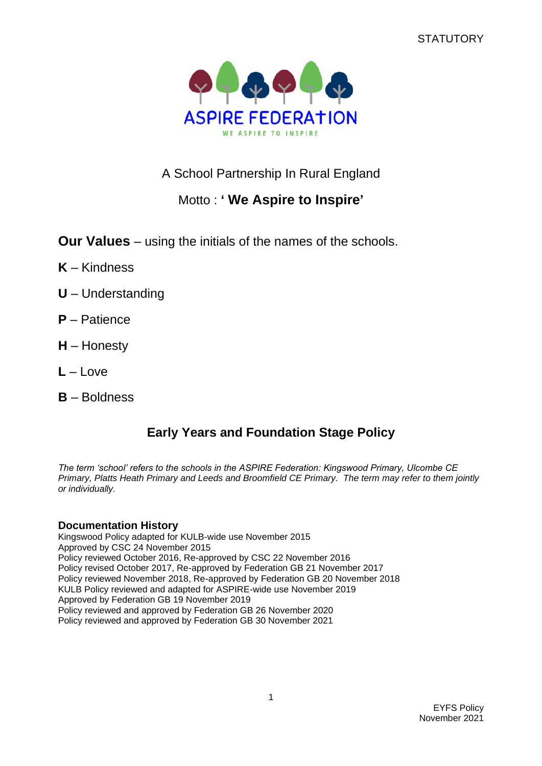STATUTORY

ASPIRE FEDERATION

WE ASPIRE TO INSPIRE

A School Partnership In Rural England

Motto : **' We Aspire to Inspire'**

**Our Values** – using the initials of the names of the schools.

**K** – Kindness

**U** – Understanding

**P** – Patience

**H** – Honesty

**L** – Love

**B** – Boldness

# Early Years and Foundation Stage Policy

*The term 'school' refers to the schools in the ASPIRE Federation: Kingswood Primary, Ulcombe CE Primary, Platts Heath Primary and Leeds and Broomfield CE Primary. The term may refer to them jointly or individually.*

**Documentation History**

Kingswood Policy adapted for KULB-wide use November 2015
Approved by CSC 24 November 2015
Policy reviewed October 2016, Re-approved by CSC 22 November 2016
Policy revised October 2017, Re-approved by Federation GB 21 November 2017
Policy reviewed November 2018, Re-approved by Federation GB 20 November 2018
KULB Policy reviewed and adapted for ASPIRE-wide use November 2019
Approved by Federation GB 19 November 2019
Policy reviewed and approved by Federation GB 26 November 2020
Policy reviewed and approved by Federation GB 30 November 2021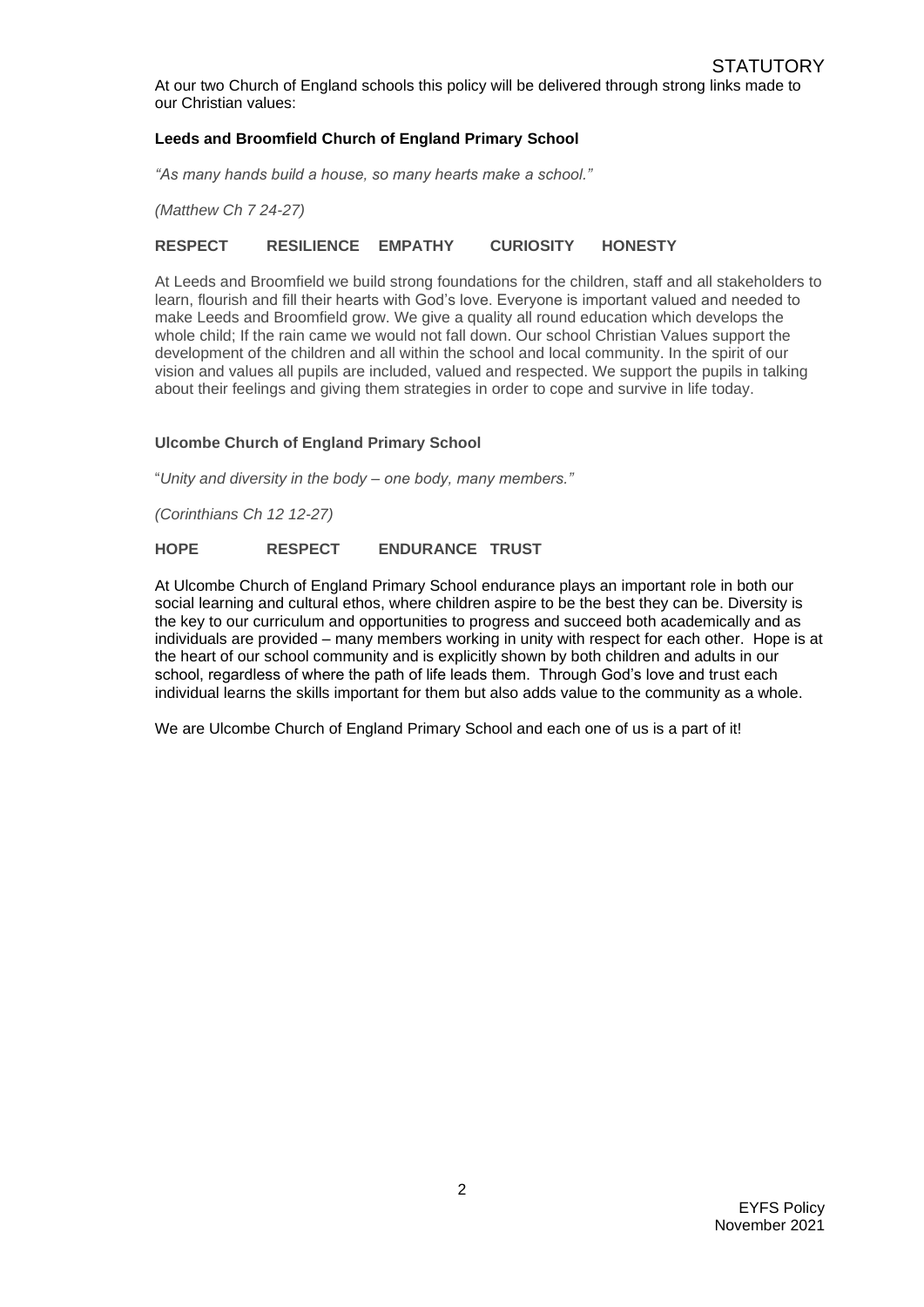At our two Church of England schools this policy will be delivered through strong links made to our Christian values:

**Leeds and Broomfield Church of England Primary School**

*"As many hands build a house, so many hearts make a school."*

*(Matthew Ch 7 24-27)*

**RESPECT RESILIENCE EMPATHY CURIOSITY HONESTY**

At Leeds and Broomfield we build strong foundations for the children, staff and all stakeholders to learn, flourish and fill their hearts with God's love. Everyone is important valued and needed to make Leeds and Broomfield grow. We give a quality all round education which develops the whole child; If the rain came we would not fall down. Our school Christian Values support the development of the children and all within the school and local community. In the spirit of our vision and values all pupils are included, valued and respected. We support the pupils in talking about their feelings and giving them strategies in order to cope and survive in life today.

**Ulcombe Church of England Primary School**

"*Unity and diversity in the body – one body, many members."*

*(Corinthians Ch 12 12-27)*

**HOPE RESPECT ENDURANCE TRUST**

At Ulcombe Church of England Primary School endurance plays an important role in both our social learning and cultural ethos, where children aspire to be the best they can be. Diversity is the key to our curriculum and opportunities to progress and succeed both academically and as individuals are provided – many members working in unity with respect for each other. Hope is at the heart of our school community and is explicitly shown by both children and adults in our school, regardless of where the path of life leads them. Through God's love and trust each individual learns the skills important for them but also adds value to the community as a whole.

We are Ulcombe Church of England Primary School and each one of us is a part of it!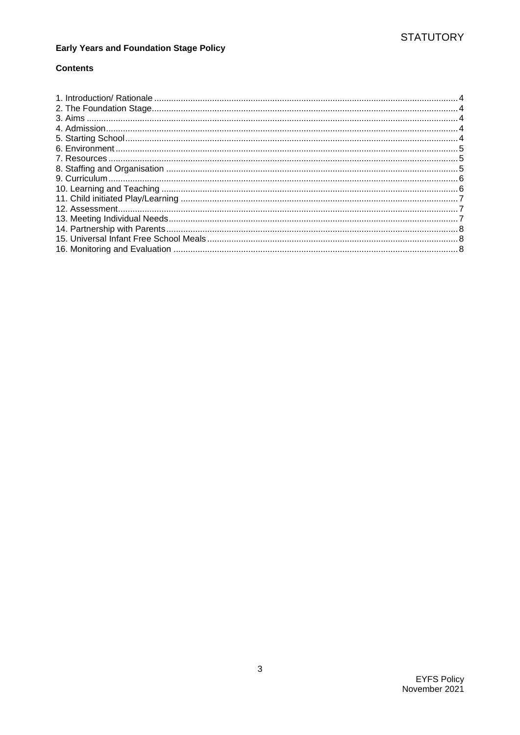**Early Years and Foundation Stage Policy**

**Contents**

1. Introduction/ Rationale ... 4
2. The Foundation Stage ... 4
3. Aims ... 4
4. Admission ... 4
5. Starting School ... 4
6. Environment ... 5
7. Resources ... 5
8. Staffing and Organisation ... 5
9. Curriculum ... 6
10. Learning and Teaching ... 6
11. Child initiated Play/Learning ... 7
12. Assessment ... 7
13. Meeting Individual Needs ... 7
14. Partnership with Parents ... 8
15. Universal Infant Free School Meals ... 8
16. Monitoring and Evaluation ... 8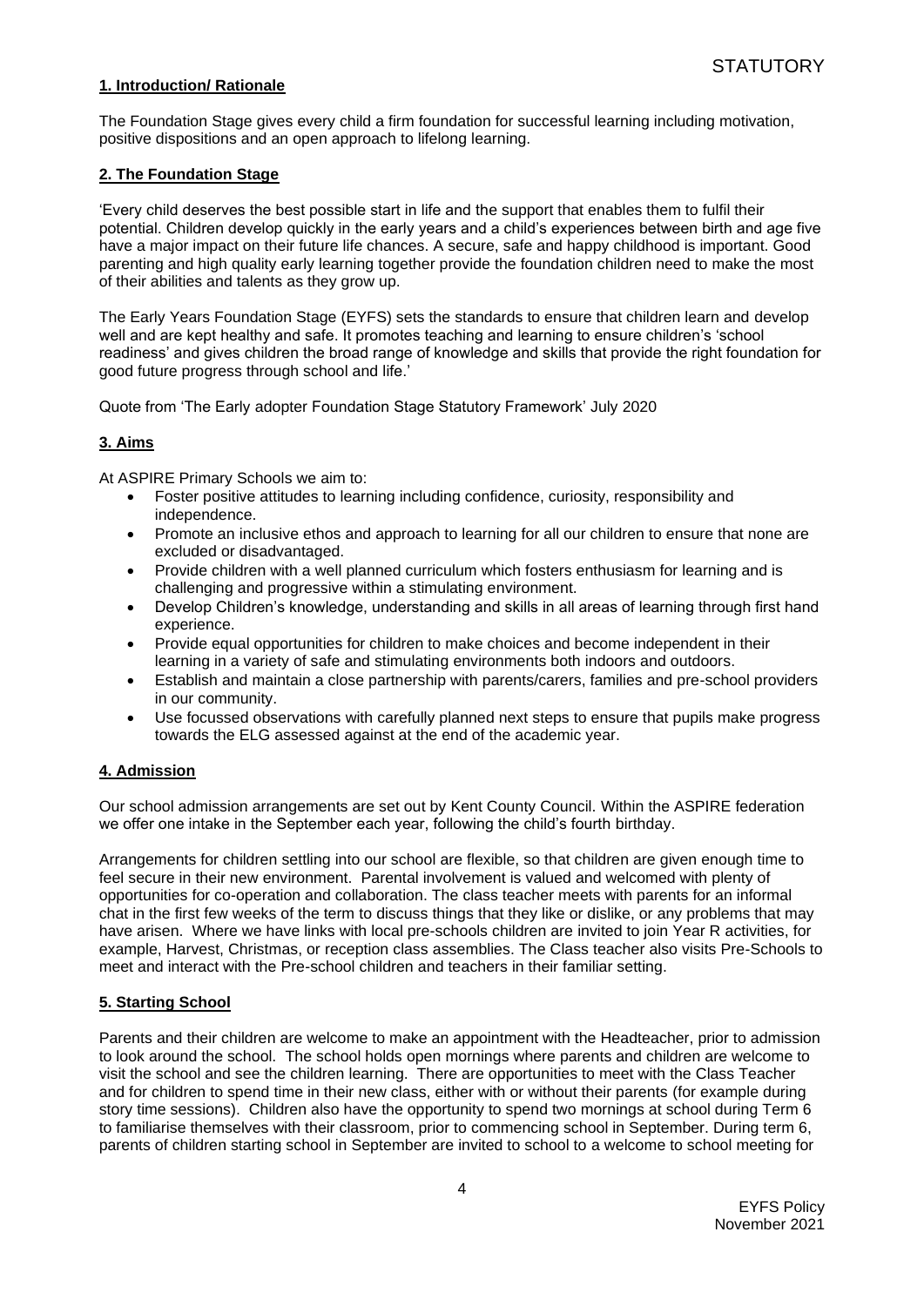STATUTORY

## 1. Introduction/ Rationale

The Foundation Stage gives every child a firm foundation for successful learning including motivation, positive dispositions and an open approach to lifelong learning.

## 2. The Foundation Stage

'Every child deserves the best possible start in life and the support that enables them to fulfil their potential. Children develop quickly in the early years and a child's experiences between birth and age five have a major impact on their future life chances. A secure, safe and happy childhood is important. Good parenting and high quality early learning together provide the foundation children need to make the most of their abilities and talents as they grow up.

The Early Years Foundation Stage (EYFS) sets the standards to ensure that children learn and develop well and are kept healthy and safe. It promotes teaching and learning to ensure children's 'school readiness' and gives children the broad range of knowledge and skills that provide the right foundation for good future progress through school and life.'

Quote from 'The Early adopter Foundation Stage Statutory Framework' July 2020

## 3. Aims

At ASPIRE Primary Schools we aim to:

- Foster positive attitudes to learning including confidence, curiosity, responsibility and independence.
- Promote an inclusive ethos and approach to learning for all our children to ensure that none are excluded or disadvantaged.
- Provide children with a well planned curriculum which fosters enthusiasm for learning and is challenging and progressive within a stimulating environment.
- Develop Children's knowledge, understanding and skills in all areas of learning through first hand experience.
- Provide equal opportunities for children to make choices and become independent in their learning in a variety of safe and stimulating environments both indoors and outdoors.
- Establish and maintain a close partnership with parents/carers, families and pre-school providers in our community.
- Use focussed observations with carefully planned next steps to ensure that pupils make progress towards the ELG assessed against at the end of the academic year.

## 4. Admission

Our school admission arrangements are set out by Kent County Council. Within the ASPIRE federation we offer one intake in the September each year, following the child's fourth birthday.

Arrangements for children settling into our school are flexible, so that children are given enough time to feel secure in their new environment. Parental involvement is valued and welcomed with plenty of opportunities for co-operation and collaboration. The class teacher meets with parents for an informal chat in the first few weeks of the term to discuss things that they like or dislike, or any problems that may have arisen. Where we have links with local pre-schools children are invited to join Year R activities, for example, Harvest, Christmas, or reception class assemblies. The Class teacher also visits Pre-Schools to meet and interact with the Pre-school children and teachers in their familiar setting.

## 5. Starting School

Parents and their children are welcome to make an appointment with the Headteacher, prior to admission to look around the school. The school holds open mornings where parents and children are welcome to visit the school and see the children learning. There are opportunities to meet with the Class Teacher and for children to spend time in their new class, either with or without their parents (for example during story time sessions). Children also have the opportunity to spend two mornings at school during Term 6 to familiarise themselves with their classroom, prior to commencing school in September. During term 6, parents of children starting school in September are invited to school to a welcome to school meeting for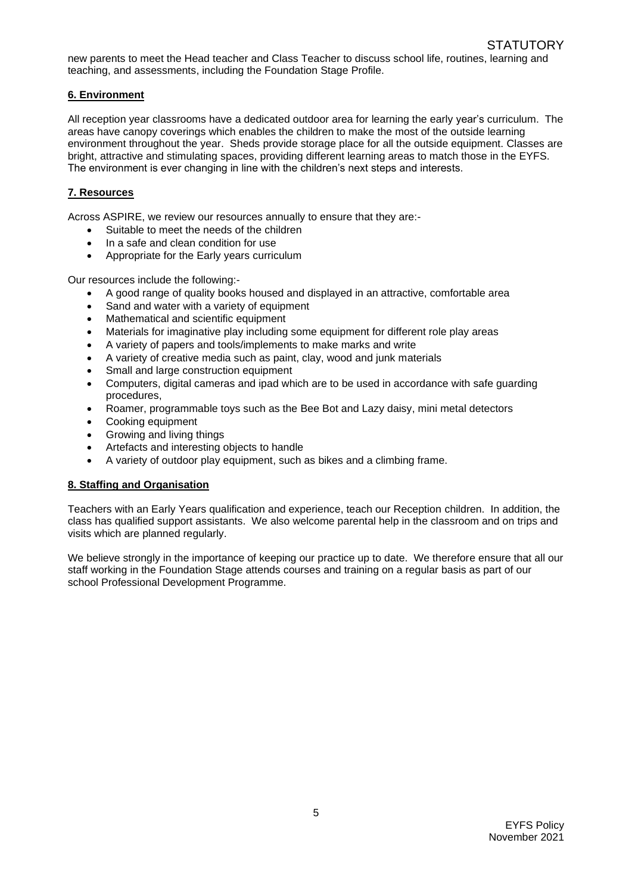new parents to meet the Head teacher and Class Teacher to discuss school life, routines, learning and teaching, and assessments, including the Foundation Stage Profile.

## 6. Environment

All reception year classrooms have a dedicated outdoor area for learning the early year's curriculum. The areas have canopy coverings which enables the children to make the most of the outside learning environment throughout the year. Sheds provide storage place for all the outside equipment. Classes are bright, attractive and stimulating spaces, providing different learning areas to match those in the EYFS. The environment is ever changing in line with the children's next steps and interests.

## 7. Resources

Across ASPIRE, we review our resources annually to ensure that they are:-

- Suitable to meet the needs of the children
- In a safe and clean condition for use
- Appropriate for the Early years curriculum

Our resources include the following:-

- A good range of quality books housed and displayed in an attractive, comfortable area
- Sand and water with a variety of equipment
- Mathematical and scientific equipment
- Materials for imaginative play including some equipment for different role play areas
- A variety of papers and tools/implements to make marks and write
- A variety of creative media such as paint, clay, wood and junk materials
- Small and large construction equipment
- Computers, digital cameras and ipad which are to be used in accordance with safe guarding procedures,
- Roamer, programmable toys such as the Bee Bot and Lazy daisy, mini metal detectors
- Cooking equipment
- Growing and living things
- Artefacts and interesting objects to handle
- A variety of outdoor play equipment, such as bikes and a climbing frame.

## 8. Staffing and Organisation

Teachers with an Early Years qualification and experience, teach our Reception children. In addition, the class has qualified support assistants. We also welcome parental help in the classroom and on trips and visits which are planned regularly.

We believe strongly in the importance of keeping our practice up to date. We therefore ensure that all our staff working in the Foundation Stage attends courses and training on a regular basis as part of our school Professional Development Programme.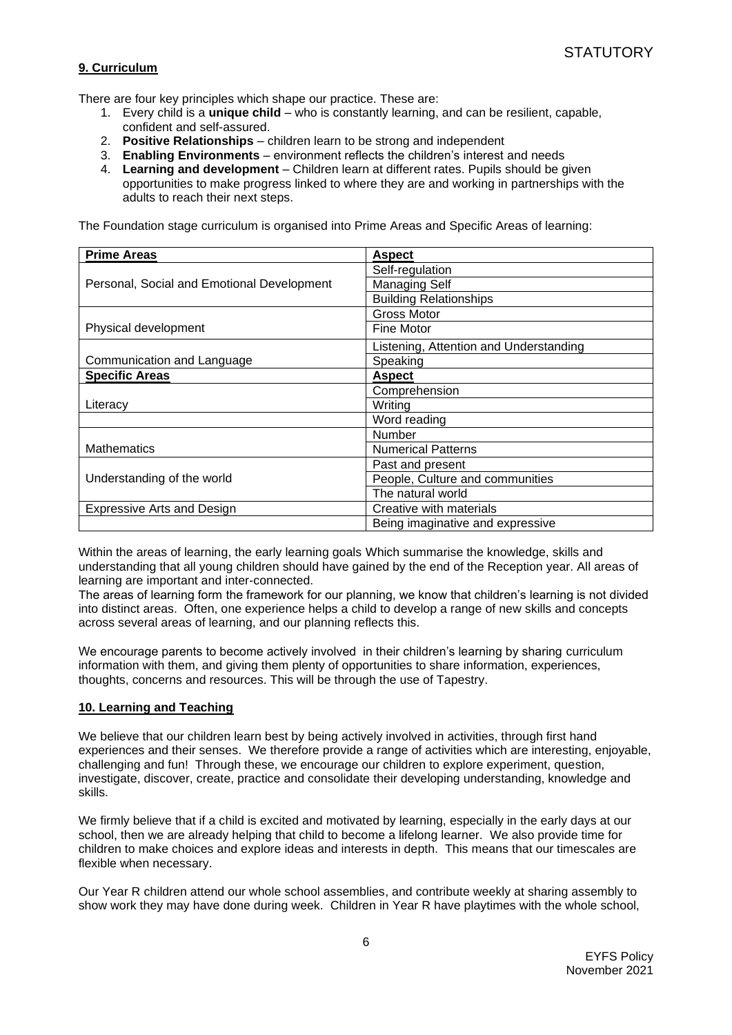STATUTORY

**9. Curriculum**

There are four key principles which shape our practice. These are:

1. Every child is a **unique child** – who is constantly learning, and can be resilient, capable, confident and self-assured.
2. **Positive Relationships** – children learn to be strong and independent
3. **Enabling Environments** – environment reflects the children's interest and needs
4. **Learning and development** – Children learn at different rates. Pupils should be given opportunities to make progress linked to where they are and working in partnerships with the adults to reach their next steps.

The Foundation stage curriculum is organised into Prime Areas and Specific Areas of learning:

| **Prime Areas** | **Aspect** |
|---|---|
| Personal, Social and Emotional Development | Self-regulation |
| | Managing Self |
| | Building Relationships |
| Physical development | Gross Motor |
| | Fine Motor |
| Communication and Language | Listening, Attention and Understanding |
| | Speaking |
| **Specific Areas** | **Aspect** |
| Literacy | Comprehension |
| | Writing |
| | Word reading |
| Mathematics | Number |
| | Numerical Patterns |
| Understanding of the world | Past and present |
| | People, Culture and communities |
| | The natural world |
| Expressive Arts and Design | Creative with materials |
| | Being imaginative and expressive |

Within the areas of learning, the early learning goals Which summarise the knowledge, skills and understanding that all young children should have gained by the end of the Reception year. All areas of learning are important and inter-connected.
The areas of learning form the framework for our planning, we know that children's learning is not divided into distinct areas. Often, one experience helps a child to develop a range of new skills and concepts across several areas of learning, and our planning reflects this.

We encourage parents to become actively involved in their children's learning by sharing curriculum information with them, and giving them plenty of opportunities to share information, experiences, thoughts, concerns and resources. This will be through the use of Tapestry.

**10. Learning and Teaching**

We believe that our children learn best by being actively involved in activities, through first hand experiences and their senses. We therefore provide a range of activities which are interesting, enjoyable, challenging and fun! Through these, we encourage our children to explore experiment, question, investigate, discover, create, practice and consolidate their developing understanding, knowledge and skills.

We firmly believe that if a child is excited and motivated by learning, especially in the early days at our school, then we are already helping that child to become a lifelong learner. We also provide time for children to make choices and explore ideas and interests in depth. This means that our timescales are flexible when necessary.

Our Year R children attend our whole school assemblies, and contribute weekly at sharing assembly to show work they may have done during week. Children in Year R have playtimes with the whole school,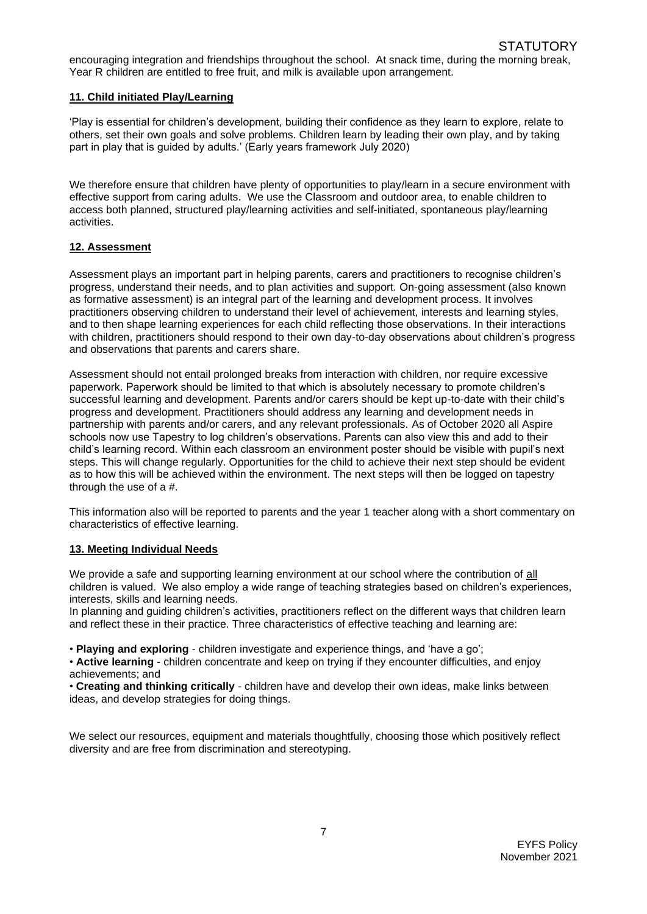encouraging integration and friendships throughout the school. At snack time, during the morning break, Year R children are entitled to free fruit, and milk is available upon arrangement.

## 11. Child initiated Play/Learning

'Play is essential for children's development, building their confidence as they learn to explore, relate to others, set their own goals and solve problems. Children learn by leading their own play, and by taking part in play that is guided by adults.' (Early years framework July 2020)

We therefore ensure that children have plenty of opportunities to play/learn in a secure environment with effective support from caring adults. We use the Classroom and outdoor area, to enable children to access both planned, structured play/learning activities and self-initiated, spontaneous play/learning activities.

## 12. Assessment

Assessment plays an important part in helping parents, carers and practitioners to recognise children's progress, understand their needs, and to plan activities and support. On-going assessment (also known as formative assessment) is an integral part of the learning and development process. It involves practitioners observing children to understand their level of achievement, interests and learning styles, and to then shape learning experiences for each child reflecting those observations. In their interactions with children, practitioners should respond to their own day-to-day observations about children's progress and observations that parents and carers share.

Assessment should not entail prolonged breaks from interaction with children, nor require excessive paperwork. Paperwork should be limited to that which is absolutely necessary to promote children's successful learning and development. Parents and/or carers should be kept up-to-date with their child's progress and development. Practitioners should address any learning and development needs in partnership with parents and/or carers, and any relevant professionals. As of October 2020 all Aspire schools now use Tapestry to log children's observations. Parents can also view this and add to their child's learning record. Within each classroom an environment poster should be visible with pupil's next steps. This will change regularly. Opportunities for the child to achieve their next step should be evident as to how this will be achieved within the environment. The next steps will then be logged on tapestry through the use of a #.

This information also will be reported to parents and the year 1 teacher along with a short commentary on characteristics of effective learning.

## 13. Meeting Individual Needs

We provide a safe and supporting learning environment at our school where the contribution of all children is valued. We also employ a wide range of teaching strategies based on children's experiences, interests, skills and learning needs.
In planning and guiding children's activities, practitioners reflect on the different ways that children learn and reflect these in their practice. Three characteristics of effective teaching and learning are:

- **Playing and exploring** - children investigate and experience things, and 'have a go';
- **Active learning** - children concentrate and keep on trying if they encounter difficulties, and enjoy achievements; and
- **Creating and thinking critically** - children have and develop their own ideas, make links between ideas, and develop strategies for doing things.

We select our resources, equipment and materials thoughtfully, choosing those which positively reflect diversity and are free from discrimination and stereotyping.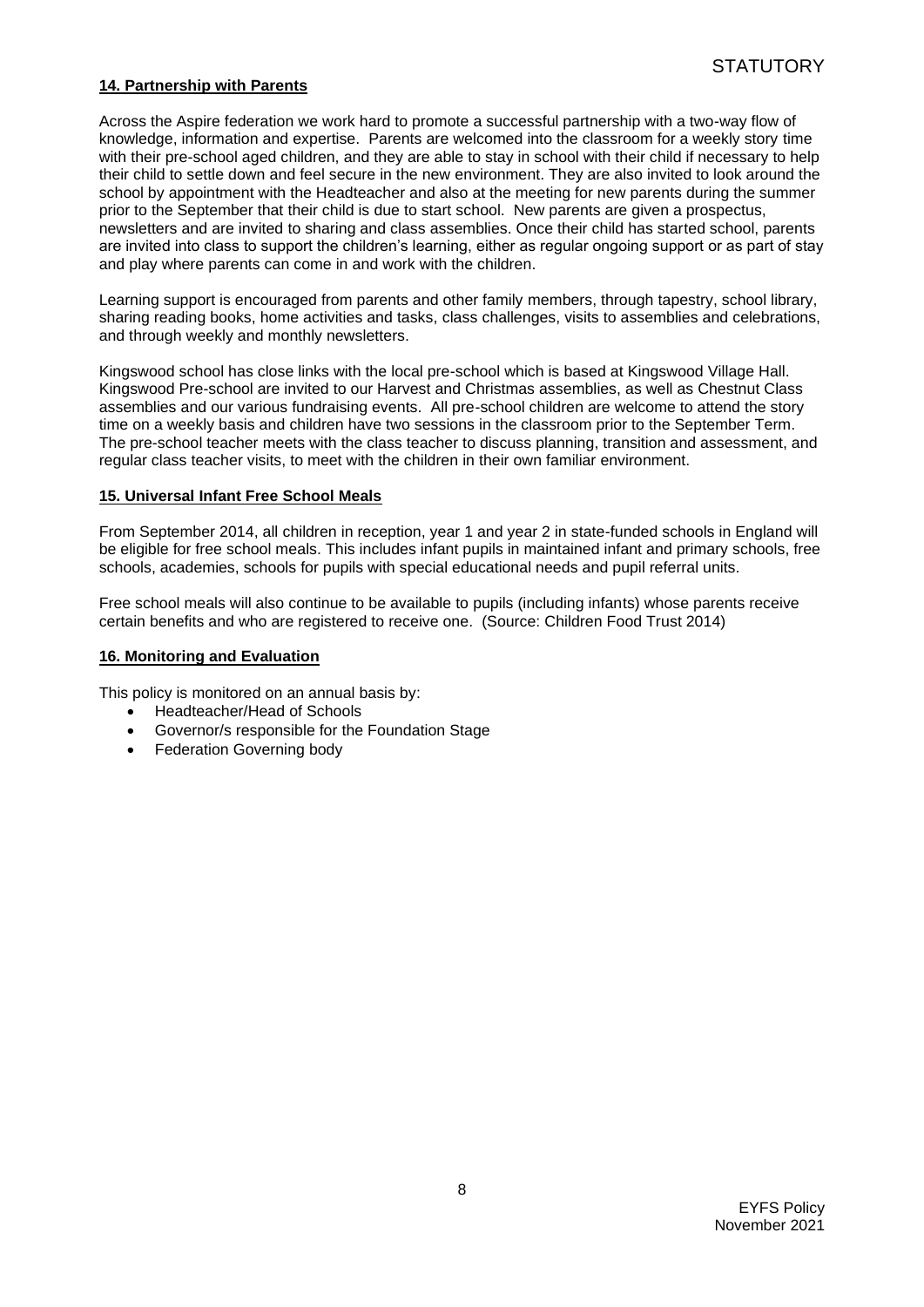## 14. Partnership with Parents

Across the Aspire federation we work hard to promote a successful partnership with a two-way flow of knowledge, information and expertise. Parents are welcomed into the classroom for a weekly story time with their pre-school aged children, and they are able to stay in school with their child if necessary to help their child to settle down and feel secure in the new environment. They are also invited to look around the school by appointment with the Headteacher and also at the meeting for new parents during the summer prior to the September that their child is due to start school. New parents are given a prospectus, newsletters and are invited to sharing and class assemblies. Once their child has started school, parents are invited into class to support the children's learning, either as regular ongoing support or as part of stay and play where parents can come in and work with the children.

Learning support is encouraged from parents and other family members, through tapestry, school library, sharing reading books, home activities and tasks, class challenges, visits to assemblies and celebrations, and through weekly and monthly newsletters.

Kingswood school has close links with the local pre-school which is based at Kingswood Village Hall. Kingswood Pre-school are invited to our Harvest and Christmas assemblies, as well as Chestnut Class assemblies and our various fundraising events. All pre-school children are welcome to attend the story time on a weekly basis and children have two sessions in the classroom prior to the September Term. The pre-school teacher meets with the class teacher to discuss planning, transition and assessment, and regular class teacher visits, to meet with the children in their own familiar environment.

## 15. Universal Infant Free School Meals

From September 2014, all children in reception, year 1 and year 2 in state-funded schools in England will be eligible for free school meals. This includes infant pupils in maintained infant and primary schools, free schools, academies, schools for pupils with special educational needs and pupil referral units.

Free school meals will also continue to be available to pupils (including infants) whose parents receive certain benefits and who are registered to receive one. (Source: Children Food Trust 2014)

## 16. Monitoring and Evaluation

This policy is monitored on an annual basis by:

- Headteacher/Head of Schools
- Governor/s responsible for the Foundation Stage
- Federation Governing body